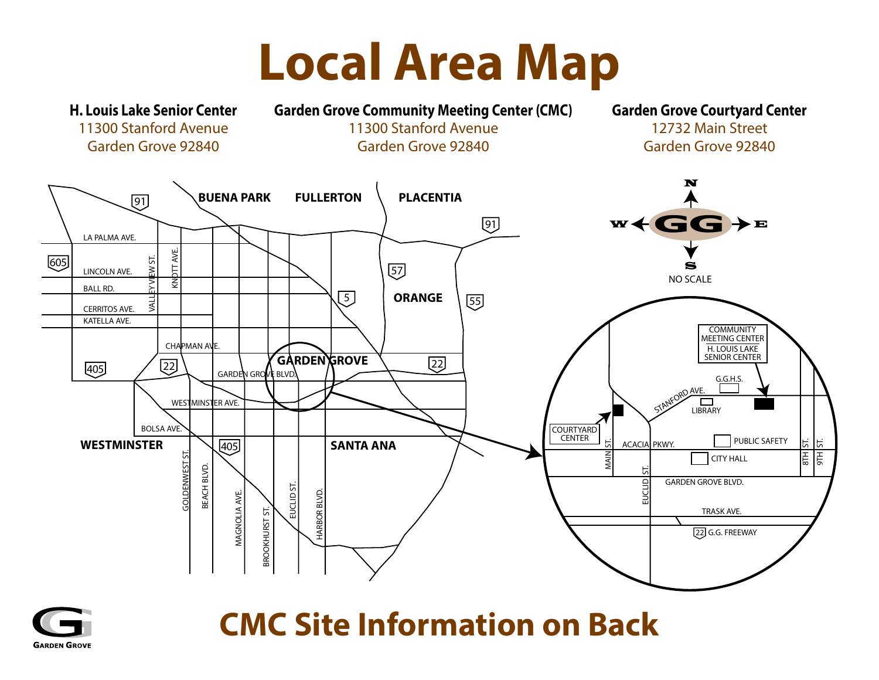# Local Area Map

**H. Louis Lake Senior Center**
11300 Stanford Avenue
Garden Grove 92840

**Garden Grove Community Meeting Center (CMC)**
11300 Stanford Avenue
Garden Grove 92840

**Garden Grove Courtyard Center**
12732 Main Street
Garden Grove 92840

NO SCALE

# CMC Site Information on Back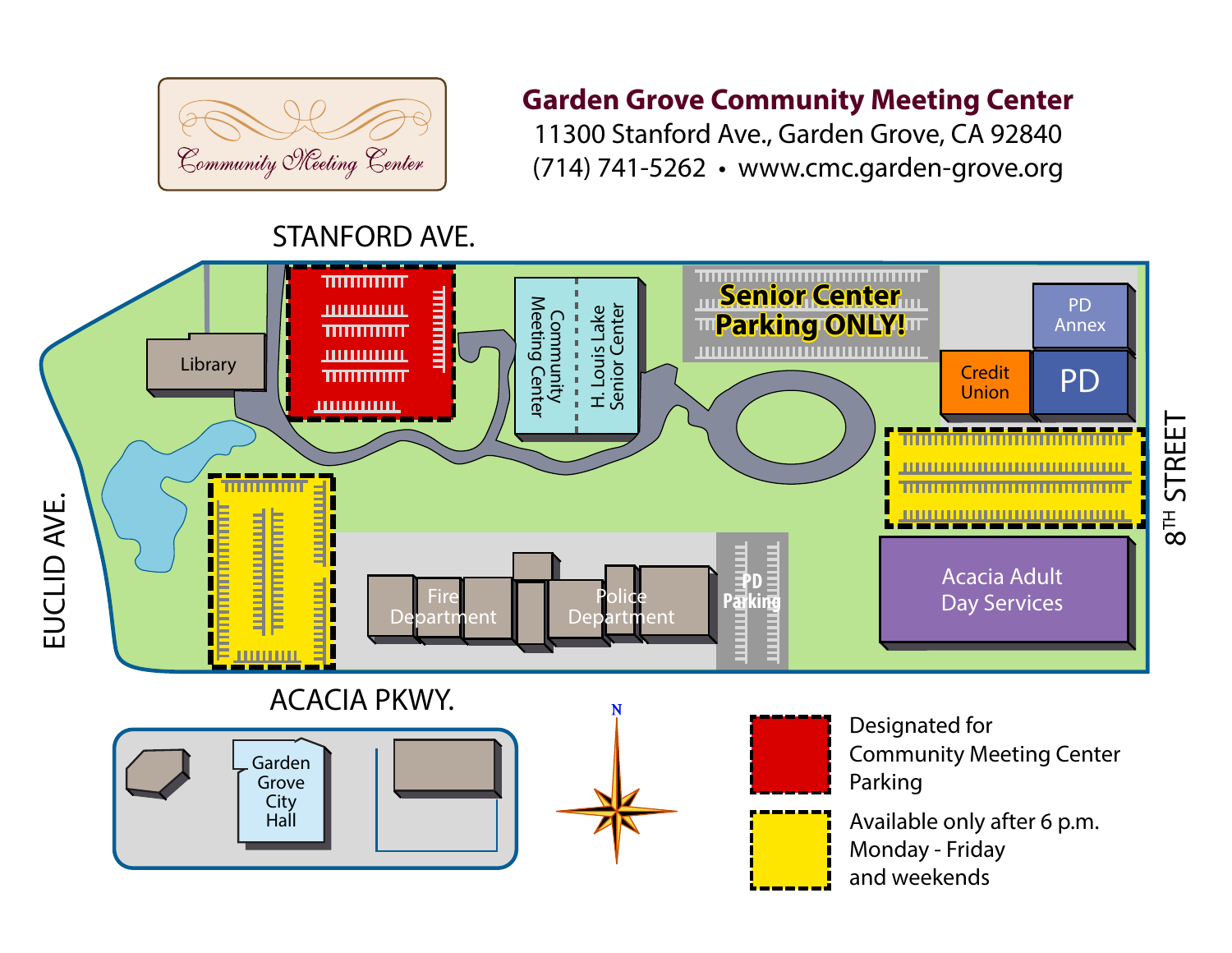Community Meeting Center

# Garden Grove Community Meeting Center

11300 Stanford Ave., Garden Grove, CA 92840

(714) 741-5262 • www.cmc.garden-grove.org

STANFORD AVE.

EUCLID AVE.

ACACIA PKWY.

8TH STREET

Library

Community Meeting Center

H. Louis Lake Senior Center

Senior Center Parking ONLY!

PD Annex

Credit Union

PD

Fire Department

Police Department

PD Parking

Acacia Adult Day Services

Garden Grove City Hall

N

Designated for Community Meeting Center Parking

Available only after 6 p.m. Monday - Friday and weekends